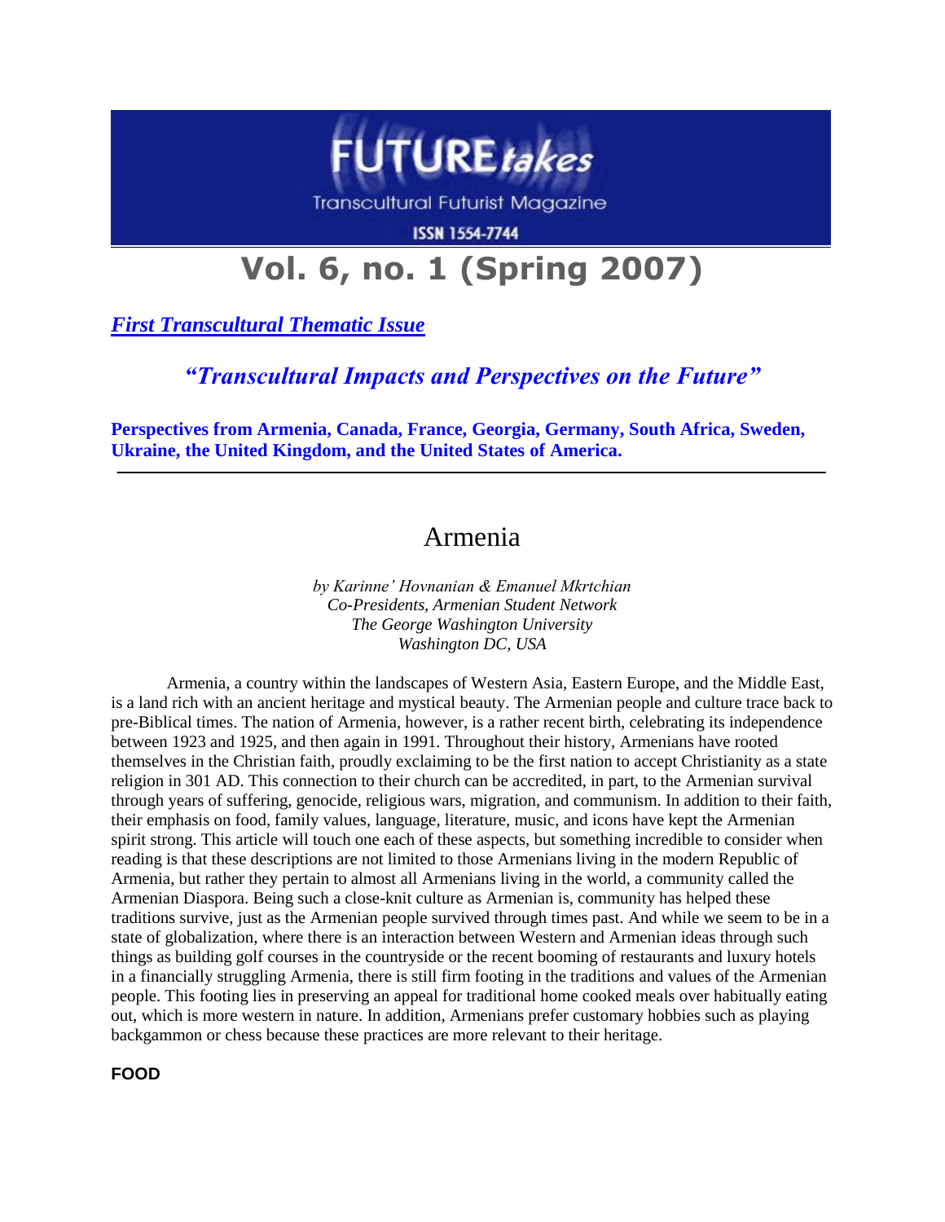# FUTURE*takes*

Transcultural Futurist Magazine

ISSN 1554-7744

# Vol. 6, no. 1 (Spring 2007)

***First Transcultural Thematic Issue***

## *"Transcultural Impacts and Perspectives on the Future"*

**Perspectives from Armenia, Canada, France, Georgia, Germany, South Africa, Sweden, Ukraine, the United Kingdom, and the United States of America.**

---

## Armenia

*by Karinne' Hovnanian & Emanuel Mkrtchian*
*Co-Presidents, Armenian Student Network*
*The George Washington University*
*Washington DC, USA*

Armenia, a country within the landscapes of Western Asia, Eastern Europe, and the Middle East, is a land rich with an ancient heritage and mystical beauty. The Armenian people and culture trace back to pre-Biblical times. The nation of Armenia, however, is a rather recent birth, celebrating its independence between 1923 and 1925, and then again in 1991. Throughout their history, Armenians have rooted themselves in the Christian faith, proudly exclaiming to be the first nation to accept Christianity as a state religion in 301 AD. This connection to their church can be accredited, in part, to the Armenian survival through years of suffering, genocide, religious wars, migration, and communism. In addition to their faith, their emphasis on food, family values, language, literature, music, and icons have kept the Armenian spirit strong. This article will touch one each of these aspects, but something incredible to consider when reading is that these descriptions are not limited to those Armenians living in the modern Republic of Armenia, but rather they pertain to almost all Armenians living in the world, a community called the Armenian Diaspora. Being such a close-knit culture as Armenian is, community has helped these traditions survive, just as the Armenian people survived through times past. And while we seem to be in a state of globalization, where there is an interaction between Western and Armenian ideas through such things as building golf courses in the countryside or the recent booming of restaurants and luxury hotels in a financially struggling Armenia, there is still firm footing in the traditions and values of the Armenian people. This footing lies in preserving an appeal for traditional home cooked meals over habitually eating out, which is more western in nature. In addition, Armenians prefer customary hobbies such as playing backgammon or chess because these practices are more relevant to their heritage.

**FOOD**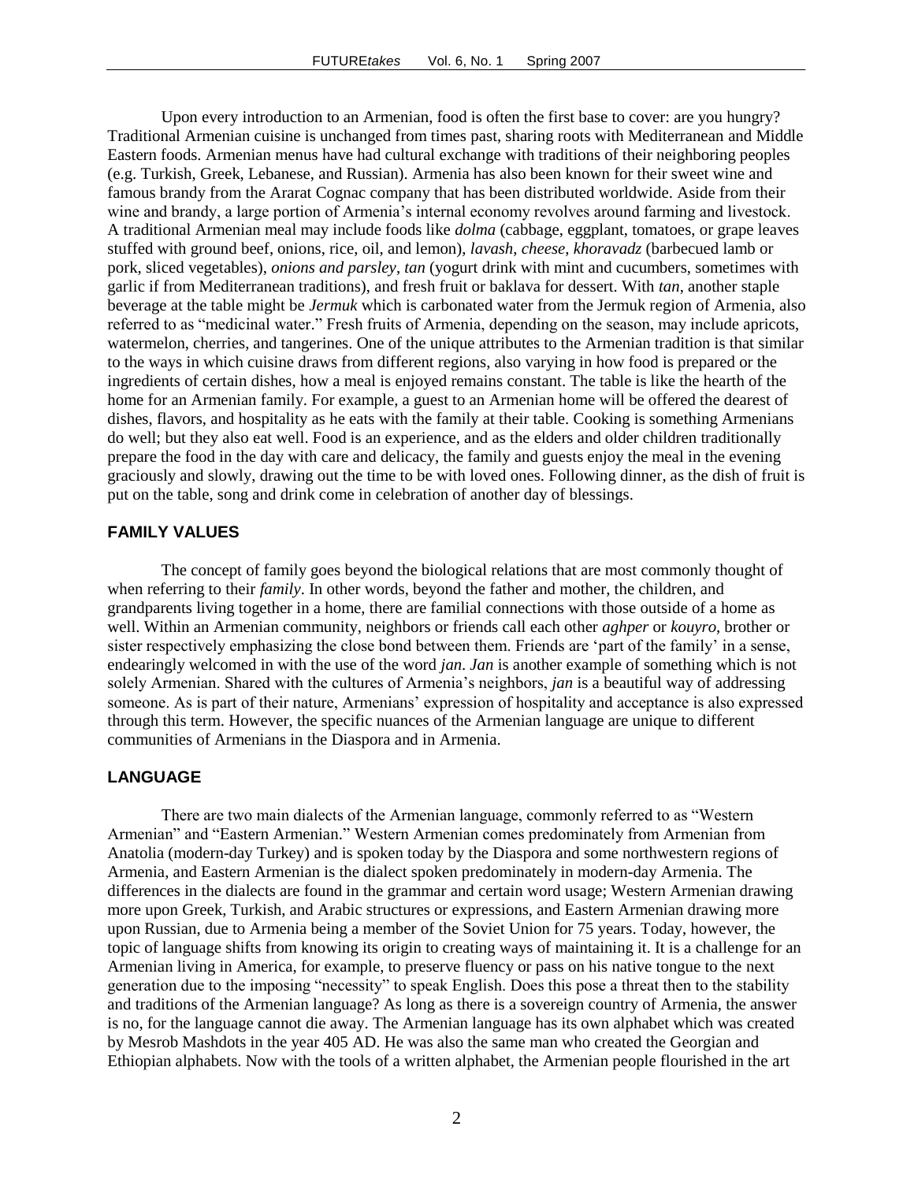Upon every introduction to an Armenian, food is often the first base to cover: are you hungry? Traditional Armenian cuisine is unchanged from times past, sharing roots with Mediterranean and Middle Eastern foods. Armenian menus have had cultural exchange with traditions of their neighboring peoples (e.g. Turkish, Greek, Lebanese, and Russian). Armenia has also been known for their sweet wine and famous brandy from the Ararat Cognac company that has been distributed worldwide. Aside from their wine and brandy, a large portion of Armenia's internal economy revolves around farming and livestock. A traditional Armenian meal may include foods like *dolma* (cabbage, eggplant, tomatoes, or grape leaves stuffed with ground beef, onions, rice, oil, and lemon), *lavash*, *cheese*, *khoravadz* (barbecued lamb or pork, sliced vegetables), *onions and parsley*, *tan* (yogurt drink with mint and cucumbers, sometimes with garlic if from Mediterranean traditions), and fresh fruit or baklava for dessert. With *tan*, another staple beverage at the table might be *Jermuk* which is carbonated water from the Jermuk region of Armenia, also referred to as "medicinal water." Fresh fruits of Armenia, depending on the season, may include apricots, watermelon, cherries, and tangerines. One of the unique attributes to the Armenian tradition is that similar to the ways in which cuisine draws from different regions, also varying in how food is prepared or the ingredients of certain dishes, how a meal is enjoyed remains constant. The table is like the hearth of the home for an Armenian family. For example, a guest to an Armenian home will be offered the dearest of dishes, flavors, and hospitality as he eats with the family at their table. Cooking is something Armenians do well; but they also eat well. Food is an experience, and as the elders and older children traditionally prepare the food in the day with care and delicacy, the family and guests enjoy the meal in the evening graciously and slowly, drawing out the time to be with loved ones. Following dinner, as the dish of fruit is put on the table, song and drink come in celebration of another day of blessings.

## FAMILY VALUES

The concept of family goes beyond the biological relations that are most commonly thought of when referring to their *family*. In other words, beyond the father and mother, the children, and grandparents living together in a home, there are familial connections with those outside of a home as well. Within an Armenian community, neighbors or friends call each other *aghper* or *kouyro*, brother or sister respectively emphasizing the close bond between them. Friends are 'part of the family' in a sense, endearingly welcomed in with the use of the word *jan*. *Jan* is another example of something which is not solely Armenian. Shared with the cultures of Armenia's neighbors, *jan* is a beautiful way of addressing someone. As is part of their nature, Armenians' expression of hospitality and acceptance is also expressed through this term. However, the specific nuances of the Armenian language are unique to different communities of Armenians in the Diaspora and in Armenia.

## LANGUAGE

There are two main dialects of the Armenian language, commonly referred to as "Western Armenian" and "Eastern Armenian." Western Armenian comes predominately from Armenian from Anatolia (modern-day Turkey) and is spoken today by the Diaspora and some northwestern regions of Armenia, and Eastern Armenian is the dialect spoken predominately in modern-day Armenia. The differences in the dialects are found in the grammar and certain word usage; Western Armenian drawing more upon Greek, Turkish, and Arabic structures or expressions, and Eastern Armenian drawing more upon Russian, due to Armenia being a member of the Soviet Union for 75 years. Today, however, the topic of language shifts from knowing its origin to creating ways of maintaining it. It is a challenge for an Armenian living in America, for example, to preserve fluency or pass on his native tongue to the next generation due to the imposing "necessity" to speak English. Does this pose a threat then to the stability and traditions of the Armenian language? As long as there is a sovereign country of Armenia, the answer is no, for the language cannot die away. The Armenian language has its own alphabet which was created by Mesrob Mashdots in the year 405 AD. He was also the same man who created the Georgian and Ethiopian alphabets. Now with the tools of a written alphabet, the Armenian people flourished in the art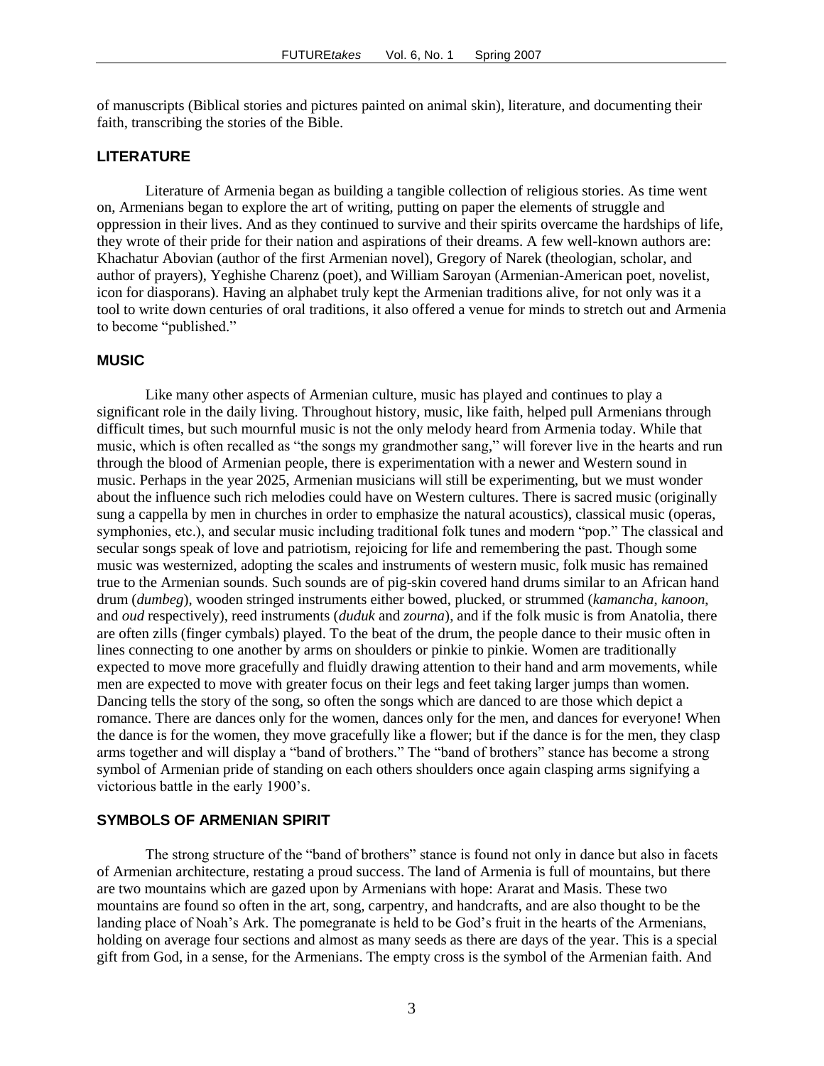of manuscripts (Biblical stories and pictures painted on animal skin), literature, and documenting their faith, transcribing the stories of the Bible.

## LITERATURE

Literature of Armenia began as building a tangible collection of religious stories. As time went on, Armenians began to explore the art of writing, putting on paper the elements of struggle and oppression in their lives. And as they continued to survive and their spirits overcame the hardships of life, they wrote of their pride for their nation and aspirations of their dreams. A few well-known authors are: Khachatur Abovian (author of the first Armenian novel), Gregory of Narek (theologian, scholar, and author of prayers), Yeghishe Charenz (poet), and William Saroyan (Armenian-American poet, novelist, icon for diasporans). Having an alphabet truly kept the Armenian traditions alive, for not only was it a tool to write down centuries of oral traditions, it also offered a venue for minds to stretch out and Armenia to become "published."

## MUSIC

Like many other aspects of Armenian culture, music has played and continues to play a significant role in the daily living. Throughout history, music, like faith, helped pull Armenians through difficult times, but such mournful music is not the only melody heard from Armenia today. While that music, which is often recalled as "the songs my grandmother sang," will forever live in the hearts and run through the blood of Armenian people, there is experimentation with a newer and Western sound in music. Perhaps in the year 2025, Armenian musicians will still be experimenting, but we must wonder about the influence such rich melodies could have on Western cultures. There is sacred music (originally sung a cappella by men in churches in order to emphasize the natural acoustics), classical music (operas, symphonies, etc.), and secular music including traditional folk tunes and modern "pop." The classical and secular songs speak of love and patriotism, rejoicing for life and remembering the past. Though some music was westernized, adopting the scales and instruments of western music, folk music has remained true to the Armenian sounds. Such sounds are of pig-skin covered hand drums similar to an African hand drum (*dumbeg*), wooden stringed instruments either bowed, plucked, or strummed (*kamancha*, *kanoon*, and *oud* respectively), reed instruments (*duduk* and *zourna*), and if the folk music is from Anatolia, there are often zills (finger cymbals) played. To the beat of the drum, the people dance to their music often in lines connecting to one another by arms on shoulders or pinkie to pinkie. Women are traditionally expected to move more gracefully and fluidly drawing attention to their hand and arm movements, while men are expected to move with greater focus on their legs and feet taking larger jumps than women. Dancing tells the story of the song, so often the songs which are danced to are those which depict a romance. There are dances only for the women, dances only for the men, and dances for everyone! When the dance is for the women, they move gracefully like a flower; but if the dance is for the men, they clasp arms together and will display a "band of brothers." The "band of brothers" stance has become a strong symbol of Armenian pride of standing on each others shoulders once again clasping arms signifying a victorious battle in the early 1900's.

## SYMBOLS OF ARMENIAN SPIRIT

The strong structure of the "band of brothers" stance is found not only in dance but also in facets of Armenian architecture, restating a proud success. The land of Armenia is full of mountains, but there are two mountains which are gazed upon by Armenians with hope: Ararat and Masis. These two mountains are found so often in the art, song, carpentry, and handcrafts, and are also thought to be the landing place of Noah's Ark. The pomegranate is held to be God's fruit in the hearts of the Armenians, holding on average four sections and almost as many seeds as there are days of the year. This is a special gift from God, in a sense, for the Armenians. The empty cross is the symbol of the Armenian faith. And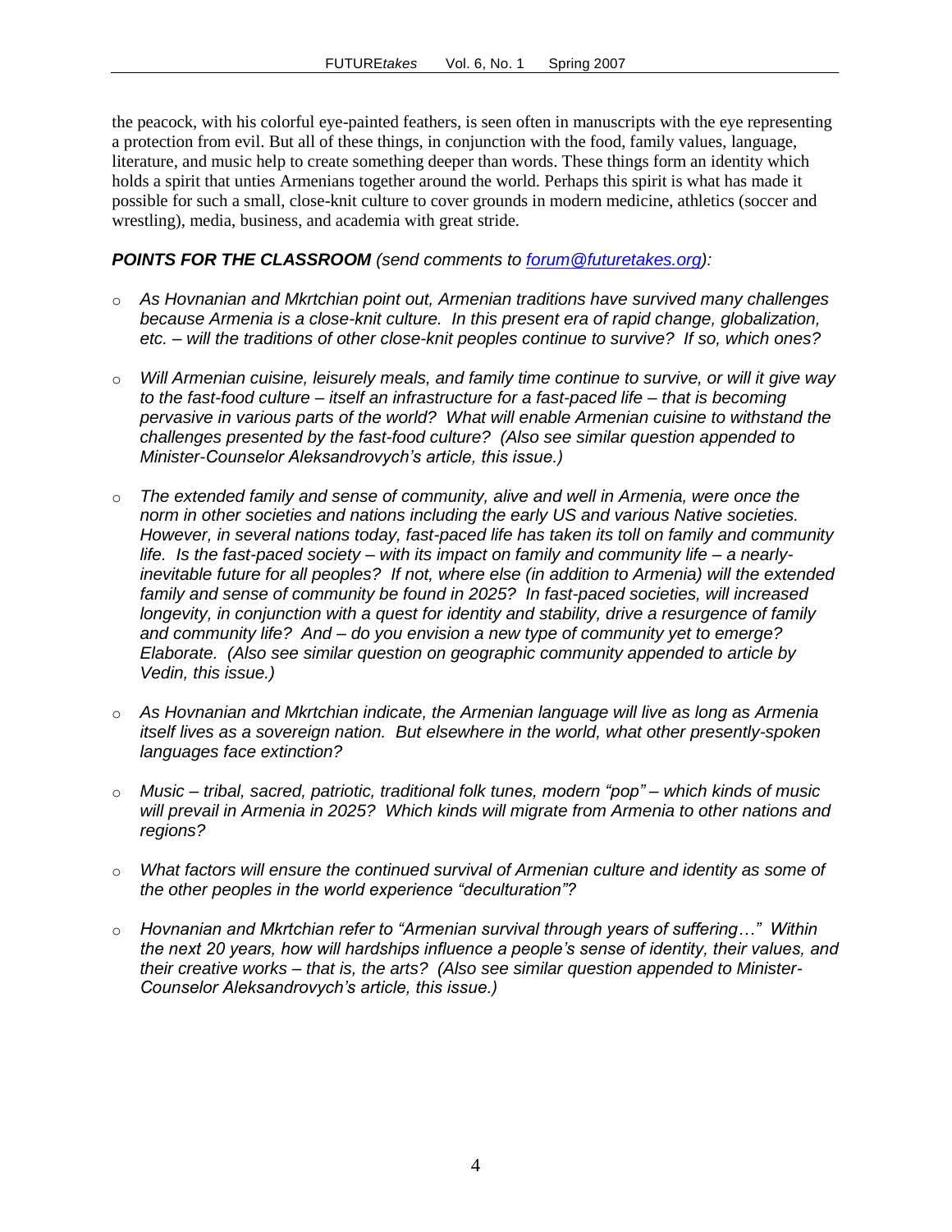the peacock, with his colorful eye-painted feathers, is seen often in manuscripts with the eye representing a protection from evil. But all of these things, in conjunction with the food, family values, language, literature, and music help to create something deeper than words. These things form an identity which holds a spirit that unties Armenians together around the world. Perhaps this spirit is what has made it possible for such a small, close-knit culture to cover grounds in modern medicine, athletics (soccer and wrestling), media, business, and academia with great stride.

***POINTS FOR THE CLASSROOM*** *(send comments to [forum@futuretakes.org](mailto:forum@futuretakes.org)):*

- *As Hovnanian and Mkrtchian point out, Armenian traditions have survived many challenges because Armenia is a close-knit culture. In this present era of rapid change, globalization, etc. – will the traditions of other close-knit peoples continue to survive? If so, which ones?*
- *Will Armenian cuisine, leisurely meals, and family time continue to survive, or will it give way to the fast-food culture – itself an infrastructure for a fast-paced life – that is becoming pervasive in various parts of the world? What will enable Armenian cuisine to withstand the challenges presented by the fast-food culture? (Also see similar question appended to Minister-Counselor Aleksandrovych's article, this issue.)*
- *The extended family and sense of community, alive and well in Armenia, were once the norm in other societies and nations including the early US and various Native societies. However, in several nations today, fast-paced life has taken its toll on family and community life. Is the fast-paced society – with its impact on family and community life – a nearly-inevitable future for all peoples? If not, where else (in addition to Armenia) will the extended family and sense of community be found in 2025? In fast-paced societies, will increased longevity, in conjunction with a quest for identity and stability, drive a resurgence of family and community life? And – do you envision a new type of community yet to emerge? Elaborate. (Also see similar question on geographic community appended to article by Vedin, this issue.)*
- *As Hovnanian and Mkrtchian indicate, the Armenian language will live as long as Armenia itself lives as a sovereign nation. But elsewhere in the world, what other presently-spoken languages face extinction?*
- *Music – tribal, sacred, patriotic, traditional folk tunes, modern "pop" – which kinds of music will prevail in Armenia in 2025? Which kinds will migrate from Armenia to other nations and regions?*
- *What factors will ensure the continued survival of Armenian culture and identity as some of the other peoples in the world experience "deculturation"?*
- *Hovnanian and Mkrtchian refer to "Armenian survival through years of suffering…" Within the next 20 years, how will hardships influence a people's sense of identity, their values, and their creative works – that is, the arts? (Also see similar question appended to Minister-Counselor Aleksandrovych's article, this issue.)*